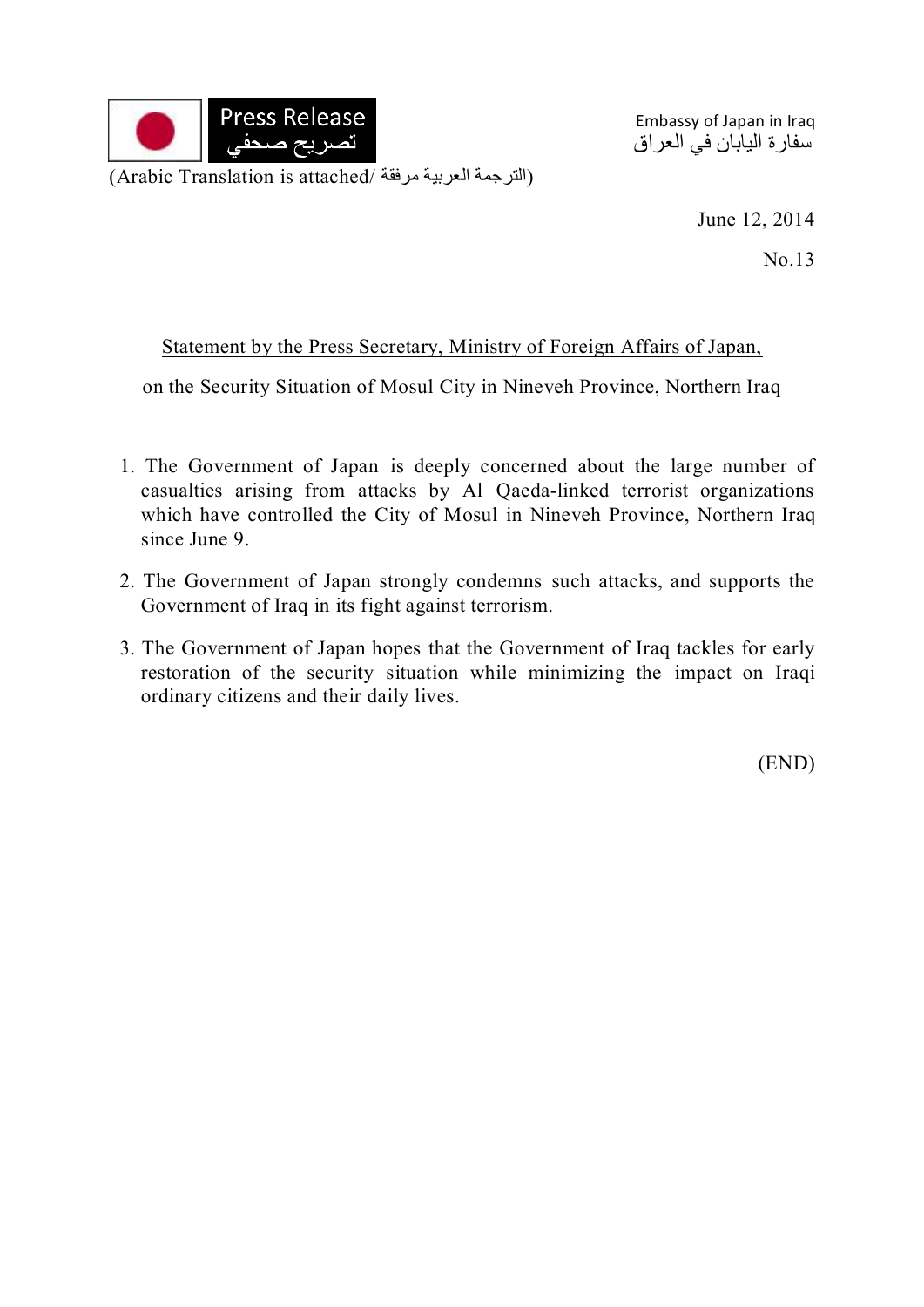Press Release
تصريح صحفي

Embassy of Japan in Iraq
سفارة اليابان في العراق

(Arabic Translation is attached/ الترجمة العربية مرفقة)

June 12, 2014

No.13

Statement by the Press Secretary, Ministry of Foreign Affairs of Japan,

on the Security Situation of Mosul City in Nineveh Province, Northern Iraq

1. The Government of Japan is deeply concerned about the large number of casualties arising from attacks by Al Qaeda-linked terrorist organizations which have controlled the City of Mosul in Nineveh Province, Northern Iraq since June 9.
2. The Government of Japan strongly condemns such attacks, and supports the Government of Iraq in its fight against terrorism.
3. The Government of Japan hopes that the Government of Iraq tackles for early restoration of the security situation while minimizing the impact on Iraqi ordinary citizens and their daily lives.

(END)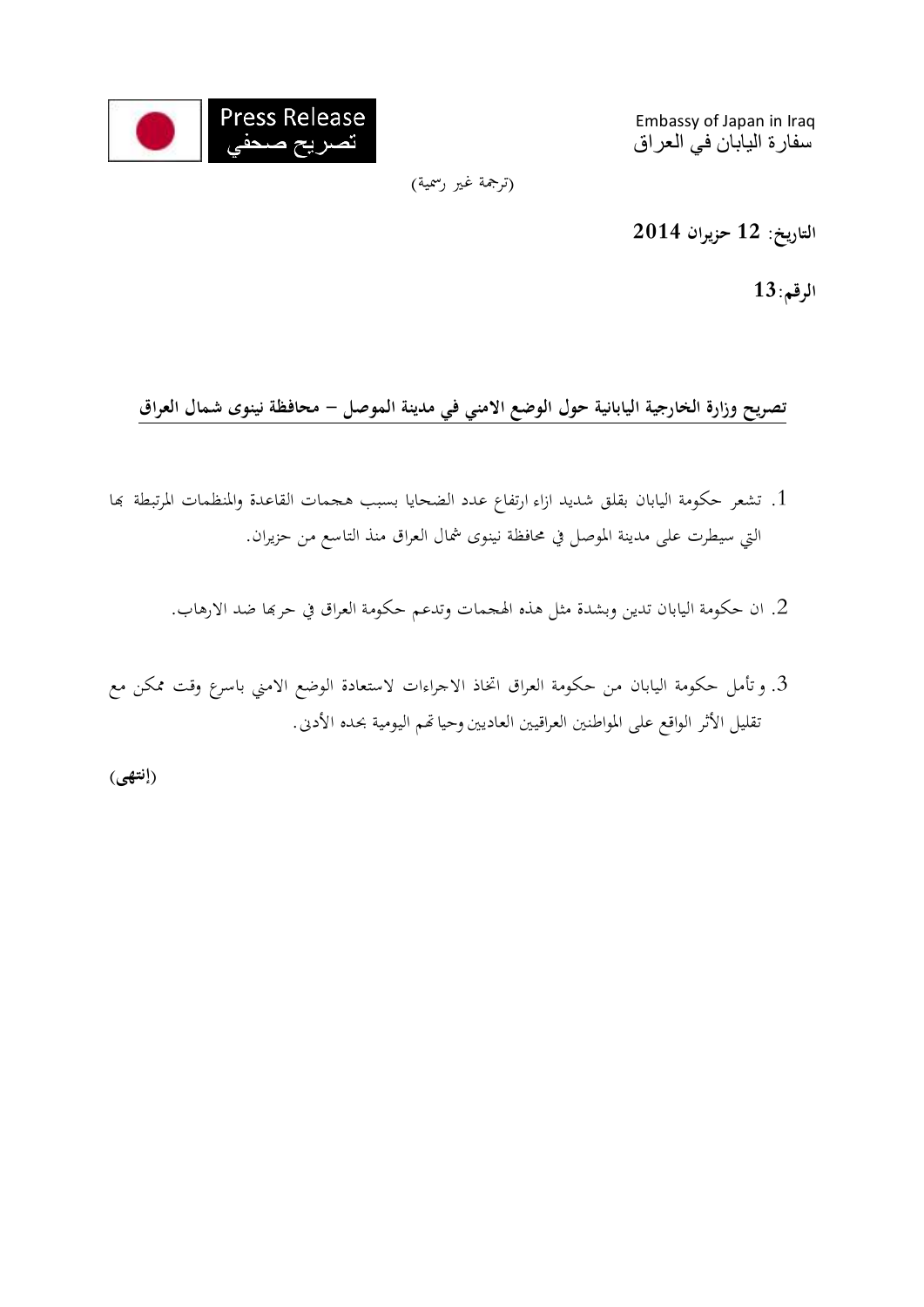Press Release
تصريح صحفي

Embassy of Japan in Iraq
سفارة اليابان في العراق

(ترجمة غير رسمية)

**التاريخ: 12 حزيران 2014**

**الرقم: 13**

## تصريح وزارة الخارجية اليابانية حول الوضع الامني في مدينة الموصل – محافظة نينوى شمال العراق

1. تشعر حكومة اليابان بقلق شديد ازاء ارتفاع عدد الضحايا بسبب هجمات القاعدة والمنظمات المرتبطة بها التي سيطرت على مدينة الموصل في محافظة نينوى شمال العراق منذ التاسع من حزيران.

2. ان حكومة اليابان تدين وبشدة مثل هذه الهجمات وتدعم حكومة العراق في حربها ضد الارهاب.

3. وتأمل حكومة اليابان من حكومة العراق اتخاذ الاجراءات لاستعادة الوضع الامني باسرع وقت ممكن مع تقليل الأثر الواقع على المواطنين العراقيين العاديين وحياتهم اليومية بحده الأدنى.

**(إنتهى)**